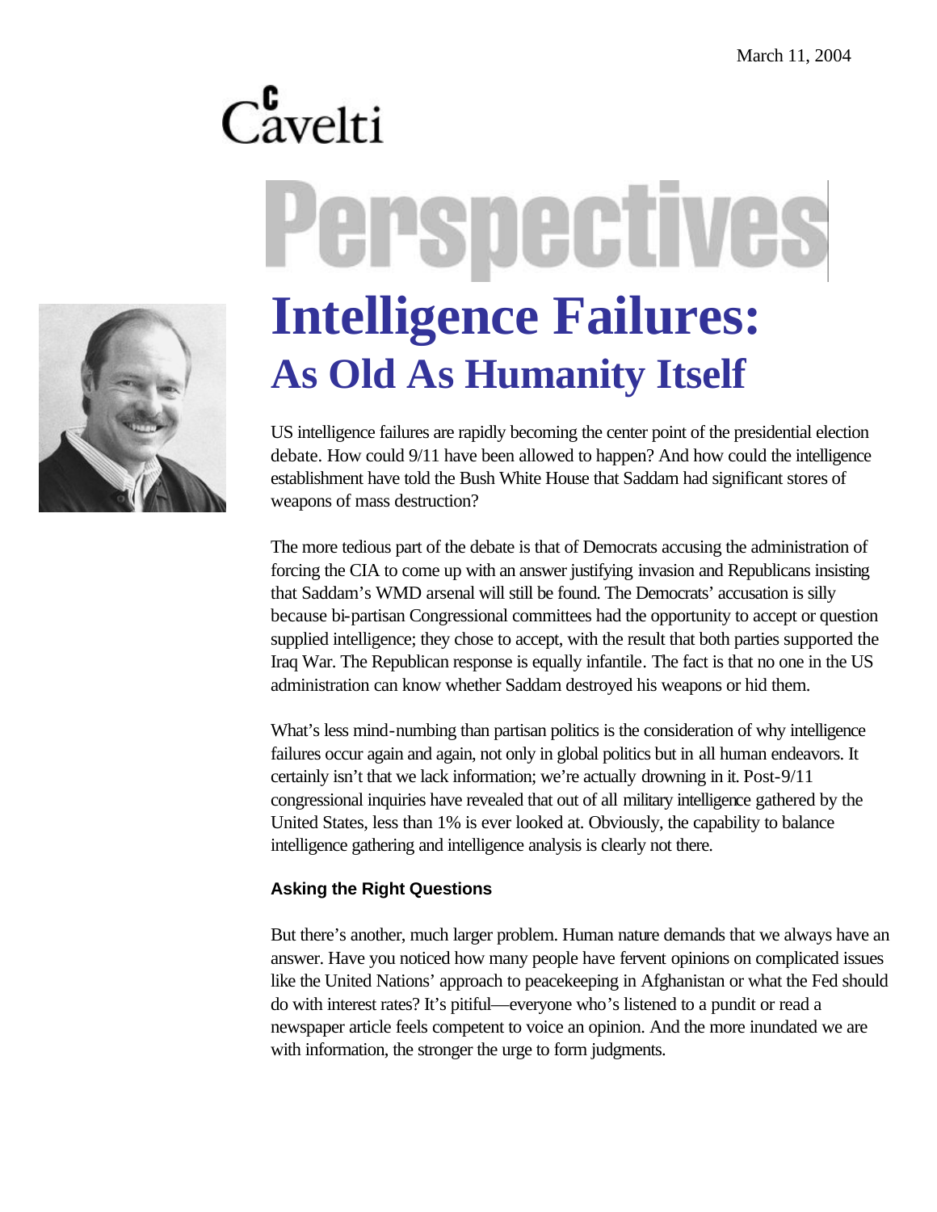March 11, 2004

Cavelti

# Perspectives

# Intelligence Failures:

## As Old As Humanity Itself

US intelligence failures are rapidly becoming the center point of the presidential election debate. How could 9/11 have been allowed to happen? And how could the intelligence establishment have told the Bush White House that Saddam had significant stores of weapons of mass destruction?

The more tedious part of the debate is that of Democrats accusing the administration of forcing the CIA to come up with an answer justifying invasion and Republicans insisting that Saddam's WMD arsenal will still be found. The Democrats' accusation is silly because bi-partisan Congressional committees had the opportunity to accept or question supplied intelligence; they chose to accept, with the result that both parties supported the Iraq War. The Republican response is equally infantile. The fact is that no one in the US administration can know whether Saddam destroyed his weapons or hid them.

What's less mind-numbing than partisan politics is the consideration of why intelligence failures occur again and again, not only in global politics but in all human endeavors. It certainly isn't that we lack information; we're actually drowning in it. Post-9/11 congressional inquiries have revealed that out of all military intelligence gathered by the United States, less than 1% is ever looked at. Obviously, the capability to balance intelligence gathering and intelligence analysis is clearly not there.

### Asking the Right Questions

But there's another, much larger problem. Human nature demands that we always have an answer. Have you noticed how many people have fervent opinions on complicated issues like the United Nations' approach to peacekeeping in Afghanistan or what the Fed should do with interest rates? It's pitiful—everyone who's listened to a pundit or read a newspaper article feels competent to voice an opinion. And the more inundated we are with information, the stronger the urge to form judgments.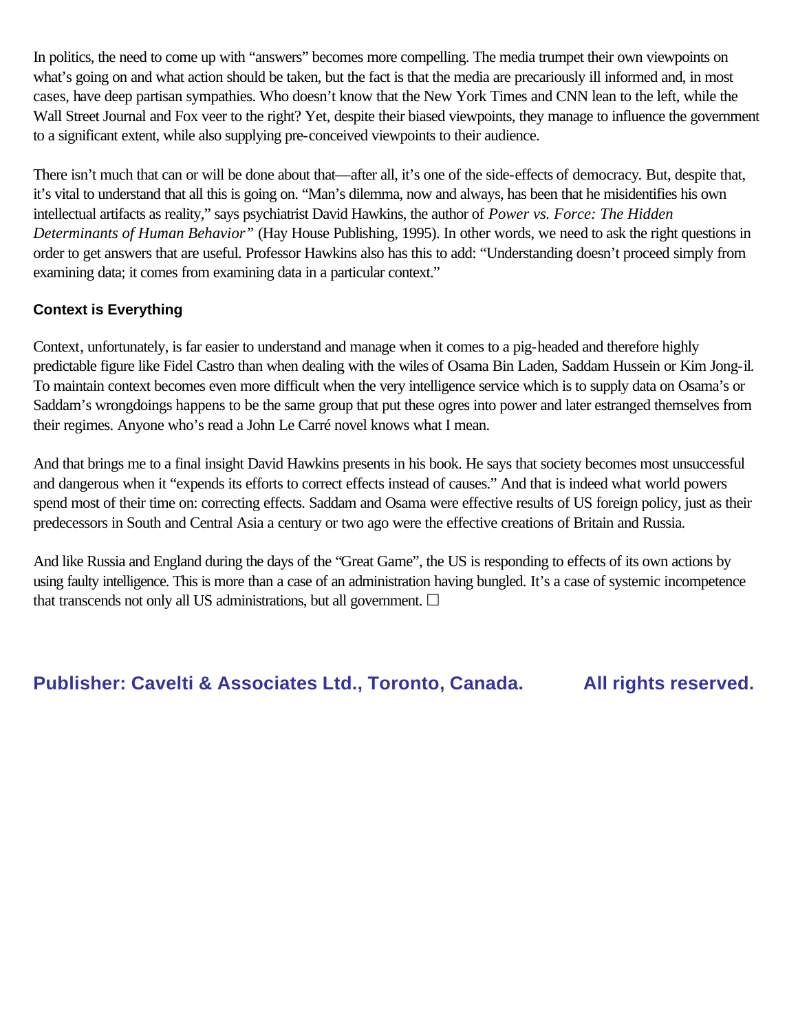In politics, the need to come up with "answers" becomes more compelling. The media trumpet their own viewpoints on what's going on and what action should be taken, but the fact is that the media are precariously ill informed and, in most cases, have deep partisan sympathies. Who doesn't know that the New York Times and CNN lean to the left, while the Wall Street Journal and Fox veer to the right? Yet, despite their biased viewpoints, they manage to influence the government to a significant extent, while also supplying pre-conceived viewpoints to their audience.

There isn't much that can or will be done about that—after all, it's one of the side-effects of democracy. But, despite that, it's vital to understand that all this is going on. "Man's dilemma, now and always, has been that he misidentifies his own intellectual artifacts as reality," says psychiatrist David Hawkins, the author of *Power vs. Force: The Hidden Determinants of Human Behavior"* (Hay House Publishing, 1995). In other words, we need to ask the right questions in order to get answers that are useful. Professor Hawkins also has this to add: "Understanding doesn't proceed simply from examining data; it comes from examining data in a particular context."

### Context is Everything

Context, unfortunately, is far easier to understand and manage when it comes to a pig-headed and therefore highly predictable figure like Fidel Castro than when dealing with the wiles of Osama Bin Laden, Saddam Hussein or Kim Jong-il. To maintain context becomes even more difficult when the very intelligence service which is to supply data on Osama's or Saddam's wrongdoings happens to be the same group that put these ogres into power and later estranged themselves from their regimes. Anyone who's read a John Le Carré novel knows what I mean.

And that brings me to a final insight David Hawkins presents in his book. He says that society becomes most unsuccessful and dangerous when it "expends its efforts to correct effects instead of causes." And that is indeed what world powers spend most of their time on: correcting effects. Saddam and Osama were effective results of US foreign policy, just as their predecessors in South and Central Asia a century or two ago were the effective creations of Britain and Russia.

And like Russia and England during the days of the "Great Game", the US is responding to effects of its own actions by using faulty intelligence. This is more than a case of an administration having bungled. It's a case of systemic incompetence that transcends not only all US administrations, but all government. □

**Publisher: Cavelti & Associates Ltd., Toronto, Canada. All rights reserved.**